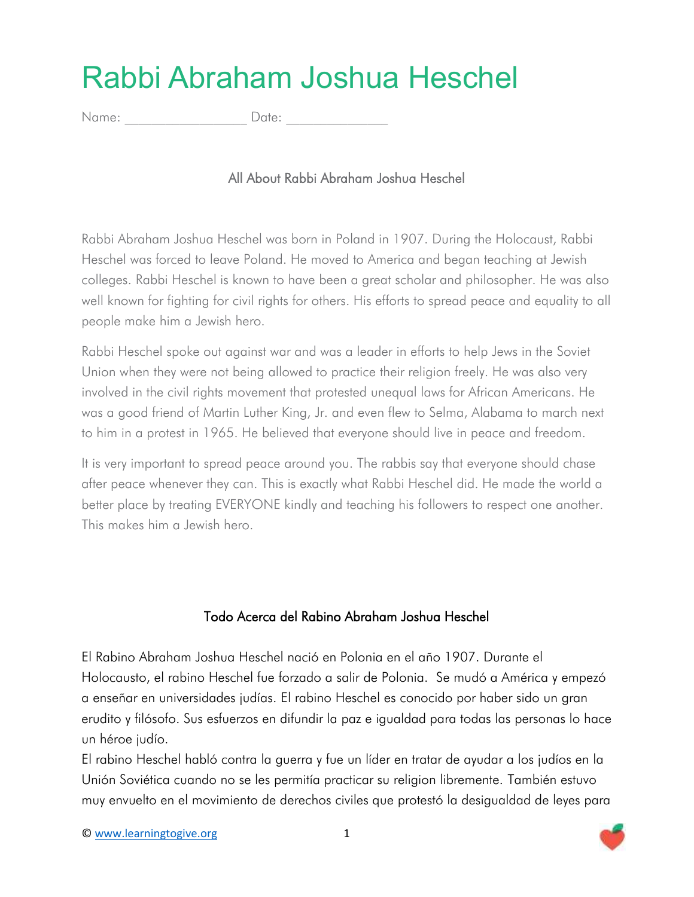# Rabbi Abraham Joshua Heschel

Name: _________________ Date: ______________

## All About Rabbi Abraham Joshua Heschel

Rabbi Abraham Joshua Heschel was born in Poland in 1907. During the Holocaust, Rabbi Heschel was forced to leave Poland. He moved to America and began teaching at Jewish colleges. Rabbi Heschel is known to have been a great scholar and philosopher. He was also well known for fighting for civil rights for others. His efforts to spread peace and equality to all people make him a Jewish hero.

Rabbi Heschel spoke out against war and was a leader in efforts to help Jews in the Soviet Union when they were not being allowed to practice their religion freely. He was also very involved in the civil rights movement that protested unequal laws for African Americans. He was a good friend of Martin Luther King, Jr. and even flew to Selma, Alabama to march next to him in a protest in 1965. He believed that everyone should live in peace and freedom.

It is very important to spread peace around you. The rabbis say that everyone should chase after peace whenever they can. This is exactly what Rabbi Heschel did. He made the world a better place by treating EVERYONE kindly and teaching his followers to respect one another. This makes him a Jewish hero.

## Todo Acerca del Rabino Abraham Joshua Heschel

El Rabino Abraham Joshua Heschel nació en Polonia en el año 1907. Durante el Holocausto, el rabino Heschel fue forzado a salir de Polonia. Se mudó a América y empezó a enseñar en universidades judías. El rabino Heschel es conocido por haber sido un gran erudito y filósofo. Sus esfuerzos en difundir la paz e igualdad para todas las personas lo hace un héroe judío.

El rabino Heschel habló contra la guerra y fue un líder en tratar de ayudar a los judíos en la Unión Soviética cuando no se les permitía practicar su religion libremente. También estuvo muy envuelto en el movimiento de derechos civiles que protestó la desigualdad de leyes para

© www.learningtogive.org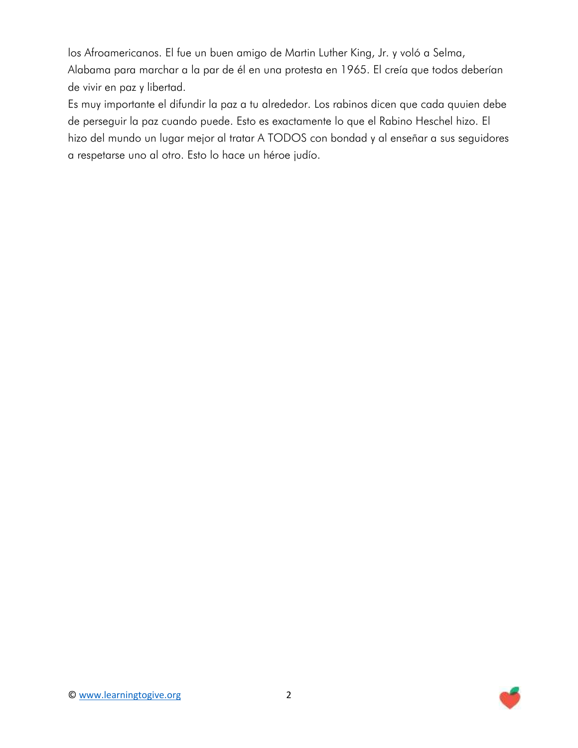los Afroamericanos. El fue un buen amigo de Martin Luther King, Jr. y voló a Selma, Alabama para marchar a la par de él en una protesta en 1965. El creía que todos deberían de vivir en paz y libertad.

Es muy importante el difundir la paz a tu alrededor. Los rabinos dicen que cada quuien debe de perseguir la paz cuando puede. Esto es exactamente lo que el Rabino Heschel hizo. El hizo del mundo un lugar mejor al tratar A TODOS con bondad y al enseñar a sus seguidores a respetarse uno al otro. Esto lo hace un héroe judío.

© www.learningtogive.org